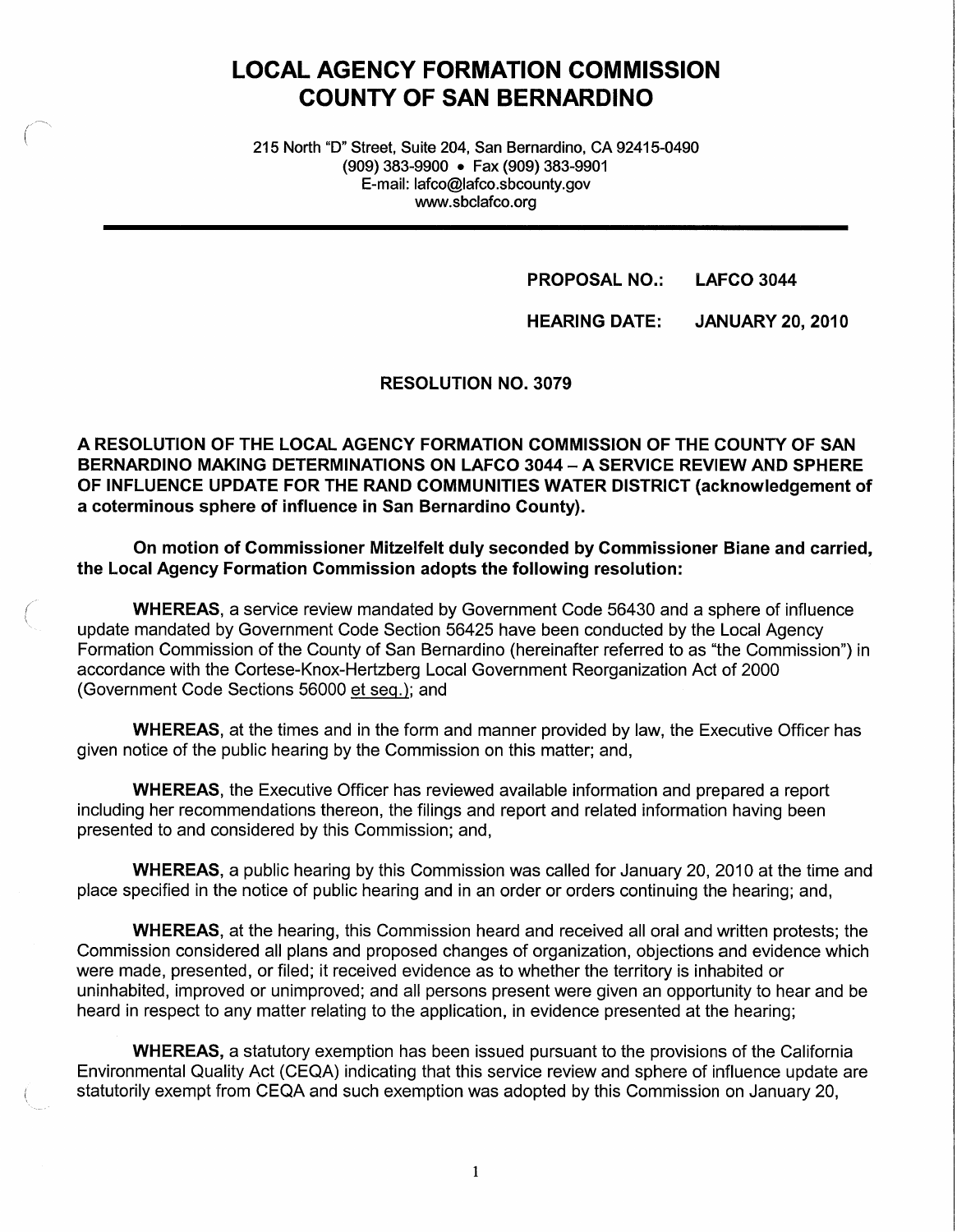# LOCAL AGENCY FORMATION COMMISSION
# COUNTY OF SAN BERNARDINO

215 North "D" Street, Suite 204, San Bernardino, CA 92415-0490
(909) 383-9900 • Fax (909) 383-9901
E-mail: lafco@lafco.sbcounty.gov
www.sbclafco.org

---

**PROPOSAL NO.: LAFCO 3044**

**HEARING DATE: JANUARY 20, 2010**

**RESOLUTION NO. 3079**

**A RESOLUTION OF THE LOCAL AGENCY FORMATION COMMISSION OF THE COUNTY OF SAN BERNARDINO MAKING DETERMINATIONS ON LAFCO 3044 – A SERVICE REVIEW AND SPHERE OF INFLUENCE UPDATE FOR THE RAND COMMUNITIES WATER DISTRICT (acknowledgement of a coterminous sphere of influence in San Bernardino County).**

**On motion of Commissioner Mitzelfelt duly seconded by Commissioner Biane and carried, the Local Agency Formation Commission adopts the following resolution:**

**WHEREAS**, a service review mandated by Government Code 56430 and a sphere of influence update mandated by Government Code Section 56425 have been conducted by the Local Agency Formation Commission of the County of San Bernardino (hereinafter referred to as "the Commission") in accordance with the Cortese-Knox-Hertzberg Local Government Reorganization Act of 2000 (Government Code Sections 56000 et seq.); and

**WHEREAS**, at the times and in the form and manner provided by law, the Executive Officer has given notice of the public hearing by the Commission on this matter; and,

**WHEREAS**, the Executive Officer has reviewed available information and prepared a report including her recommendations thereon, the filings and report and related information having been presented to and considered by this Commission; and,

**WHEREAS**, a public hearing by this Commission was called for January 20, 2010 at the time and place specified in the notice of public hearing and in an order or orders continuing the hearing; and,

**WHEREAS**, at the hearing, this Commission heard and received all oral and written protests; the Commission considered all plans and proposed changes of organization, objections and evidence which were made, presented, or filed; it received evidence as to whether the territory is inhabited or uninhabited, improved or unimproved; and all persons present were given an opportunity to hear and be heard in respect to any matter relating to the application, in evidence presented at the hearing;

**WHEREAS,** a statutory exemption has been issued pursuant to the provisions of the California Environmental Quality Act (CEQA) indicating that this service review and sphere of influence update are statutorily exempt from CEQA and such exemption was adopted by this Commission on January 20,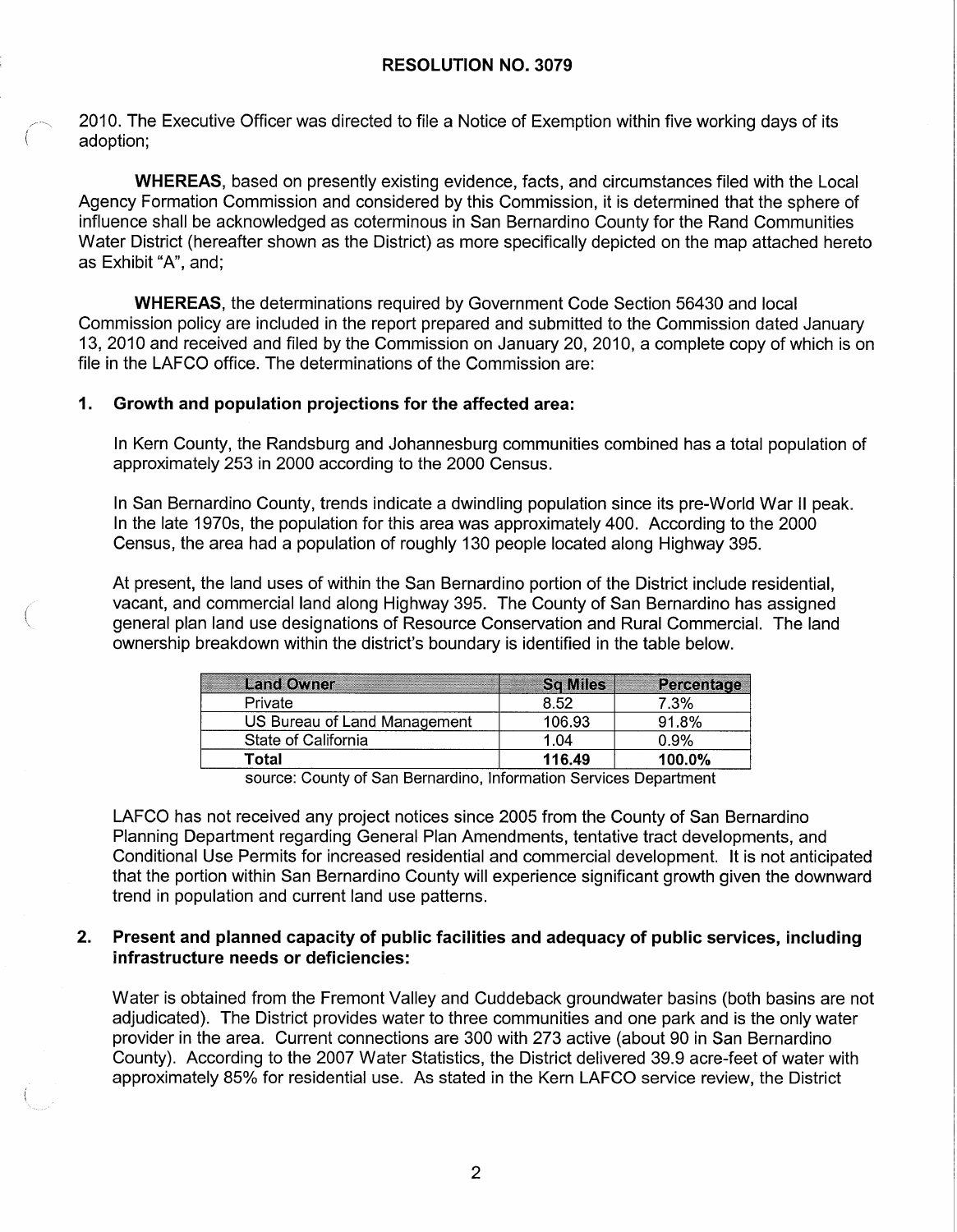## RESOLUTION NO. 3079

2010. The Executive Officer was directed to file a Notice of Exemption within five working days of its adoption;

**WHEREAS**, based on presently existing evidence, facts, and circumstances filed with the Local Agency Formation Commission and considered by this Commission, it is determined that the sphere of influence shall be acknowledged as coterminous in San Bernardino County for the Rand Communities Water District (hereafter shown as the District) as more specifically depicted on the map attached hereto as Exhibit "A", and;

**WHEREAS**, the determinations required by Government Code Section 56430 and local Commission policy are included in the report prepared and submitted to the Commission dated January 13, 2010 and received and filed by the Commission on January 20, 2010, a complete copy of which is on file in the LAFCO office. The determinations of the Commission are:

### 1. Growth and population projections for the affected area:

In Kern County, the Randsburg and Johannesburg communities combined has a total population of approximately 253 in 2000 according to the 2000 Census.

In San Bernardino County, trends indicate a dwindling population since its pre-World War II peak. In the late 1970s, the population for this area was approximately 400. According to the 2000 Census, the area had a population of roughly 130 people located along Highway 395.

At present, the land uses of within the San Bernardino portion of the District include residential, vacant, and commercial land along Highway 395. The County of San Bernardino has assigned general plan land use designations of Resource Conservation and Rural Commercial. The land ownership breakdown within the district's boundary is identified in the table below.

| Land Owner | Sq Miles | Percentage |
|---|---|---|
| Private | 8.52 | 7.3% |
| US Bureau of Land Management | 106.93 | 91.8% |
| State of California | 1.04 | 0.9% |
| **Total** | **116.49** | **100.0%** |

source: County of San Bernardino, Information Services Department

LAFCO has not received any project notices since 2005 from the County of San Bernardino Planning Department regarding General Plan Amendments, tentative tract developments, and Conditional Use Permits for increased residential and commercial development. It is not anticipated that the portion within San Bernardino County will experience significant growth given the downward trend in population and current land use patterns.

### 2. Present and planned capacity of public facilities and adequacy of public services, including infrastructure needs or deficiencies:

Water is obtained from the Fremont Valley and Cuddeback groundwater basins (both basins are not adjudicated). The District provides water to three communities and one park and is the only water provider in the area. Current connections are 300 with 273 active (about 90 in San Bernardino County). According to the 2007 Water Statistics, the District delivered 39.9 acre-feet of water with approximately 85% for residential use. As stated in the Kern LAFCO service review, the District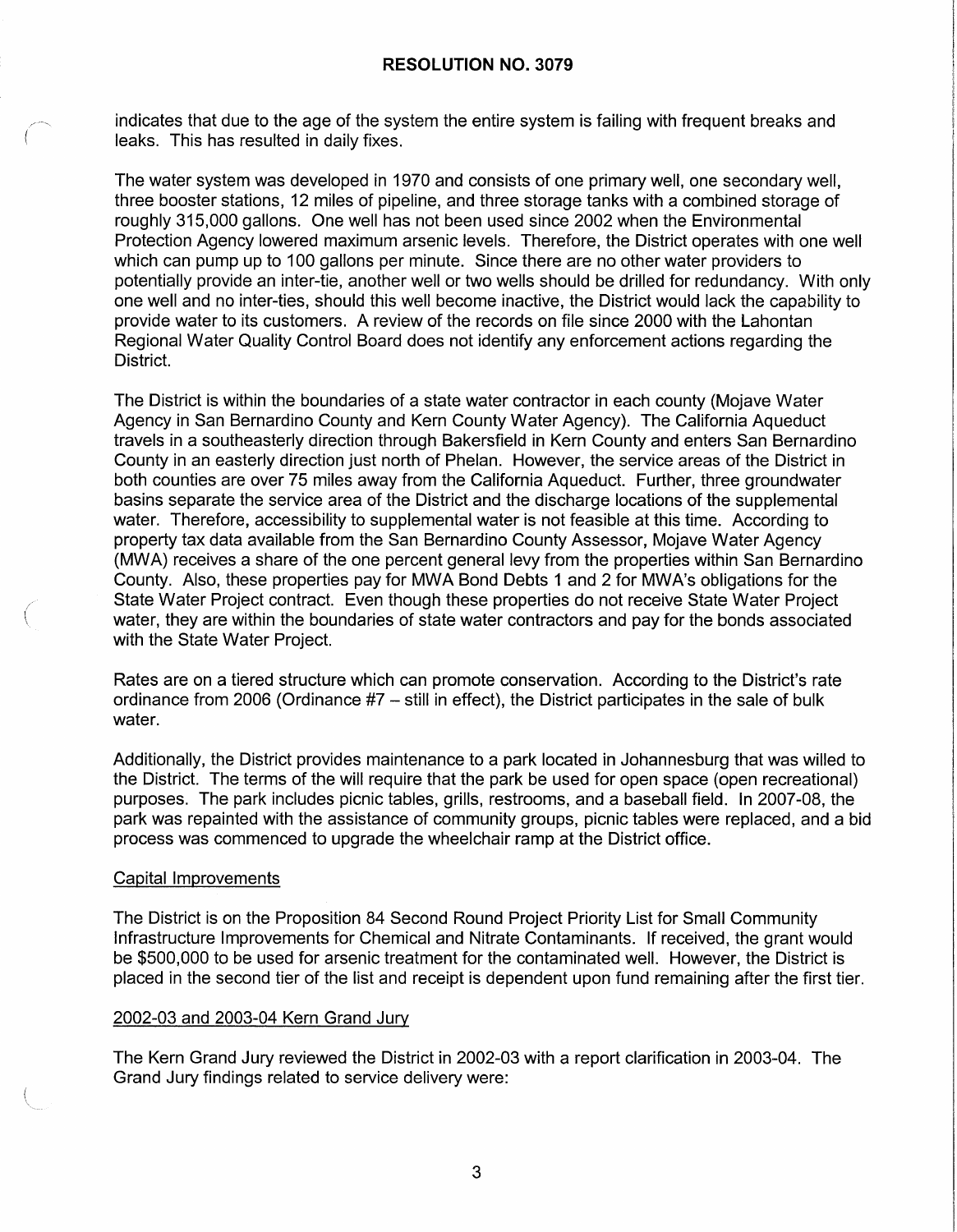indicates that due to the age of the system the entire system is failing with frequent breaks and leaks. This has resulted in daily fixes.

The water system was developed in 1970 and consists of one primary well, one secondary well, three booster stations, 12 miles of pipeline, and three storage tanks with a combined storage of roughly 315,000 gallons. One well has not been used since 2002 when the Environmental Protection Agency lowered maximum arsenic levels. Therefore, the District operates with one well which can pump up to 100 gallons per minute. Since there are no other water providers to potentially provide an inter-tie, another well or two wells should be drilled for redundancy. With only one well and no inter-ties, should this well become inactive, the District would lack the capability to provide water to its customers. A review of the records on file since 2000 with the Lahontan Regional Water Quality Control Board does not identify any enforcement actions regarding the District.

The District is within the boundaries of a state water contractor in each county (Mojave Water Agency in San Bernardino County and Kern County Water Agency). The California Aqueduct travels in a southeasterly direction through Bakersfield in Kern County and enters San Bernardino County in an easterly direction just north of Phelan. However, the service areas of the District in both counties are over 75 miles away from the California Aqueduct. Further, three groundwater basins separate the service area of the District and the discharge locations of the supplemental water. Therefore, accessibility to supplemental water is not feasible at this time. According to property tax data available from the San Bernardino County Assessor, Mojave Water Agency (MWA) receives a share of the one percent general levy from the properties within San Bernardino County. Also, these properties pay for MWA Bond Debts 1 and 2 for MWA's obligations for the State Water Project contract. Even though these properties do not receive State Water Project water, they are within the boundaries of state water contractors and pay for the bonds associated with the State Water Project.

Rates are on a tiered structure which can promote conservation. According to the District's rate ordinance from 2006 (Ordinance #7 – still in effect), the District participates in the sale of bulk water.

Additionally, the District provides maintenance to a park located in Johannesburg that was willed to the District. The terms of the will require that the park be used for open space (open recreational) purposes. The park includes picnic tables, grills, restrooms, and a baseball field. In 2007-08, the park was repainted with the assistance of community groups, picnic tables were replaced, and a bid process was commenced to upgrade the wheelchair ramp at the District office.

Capital Improvements

The District is on the Proposition 84 Second Round Project Priority List for Small Community Infrastructure Improvements for Chemical and Nitrate Contaminants. If received, the grant would be $500,000 to be used for arsenic treatment for the contaminated well. However, the District is placed in the second tier of the list and receipt is dependent upon fund remaining after the first tier.

2002-03 and 2003-04 Kern Grand Jury

The Kern Grand Jury reviewed the District in 2002-03 with a report clarification in 2003-04. The Grand Jury findings related to service delivery were: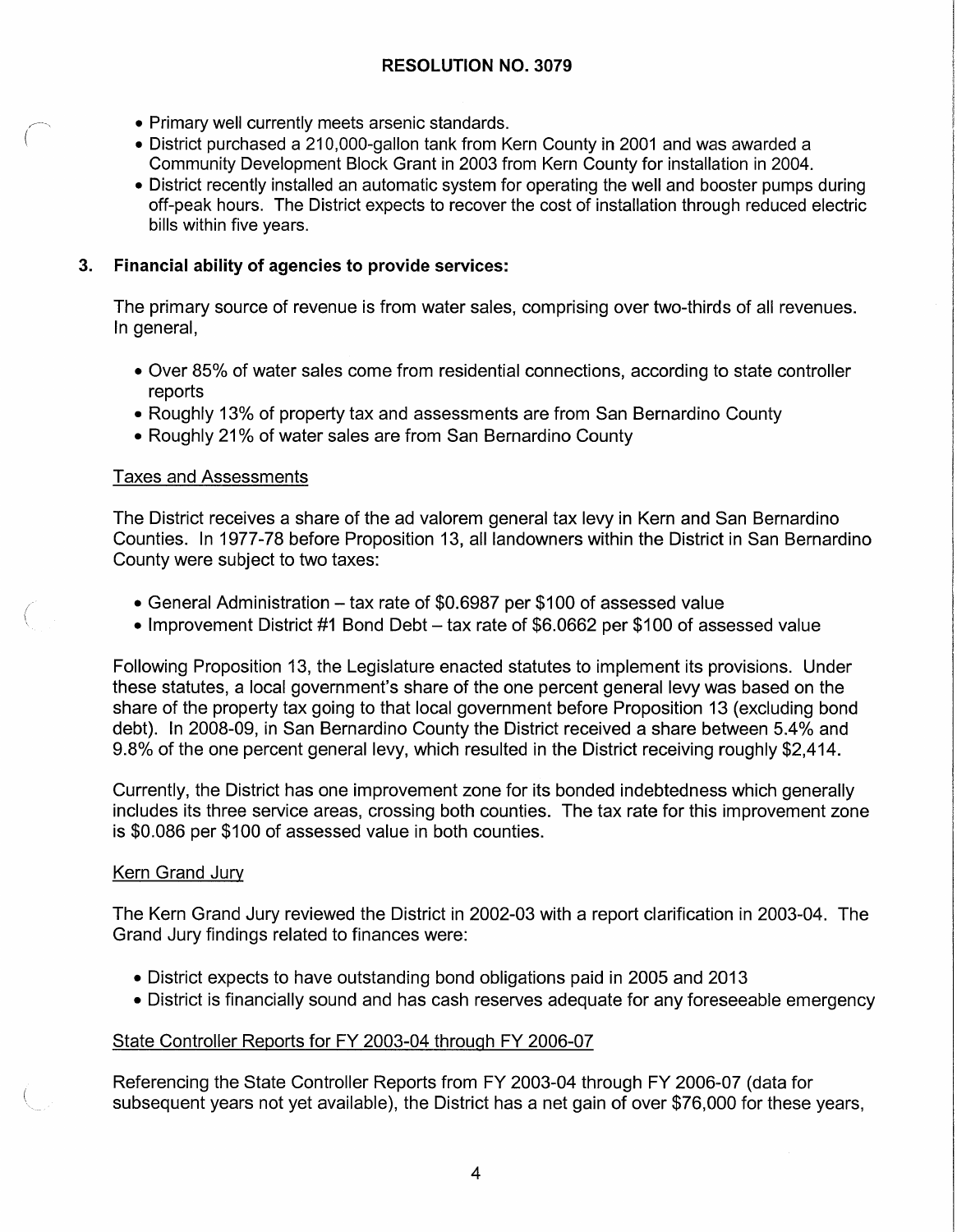# RESOLUTION NO. 3079

- Primary well currently meets arsenic standards.
- District purchased a 210,000-gallon tank from Kern County in 2001 and was awarded a Community Development Block Grant in 2003 from Kern County for installation in 2004.
- District recently installed an automatic system for operating the well and booster pumps during off-peak hours. The District expects to recover the cost of installation through reduced electric bills within five years.

## 3. Financial ability of agencies to provide services:

The primary source of revenue is from water sales, comprising over two-thirds of all revenues. In general,

- Over 85% of water sales come from residential connections, according to state controller reports
- Roughly 13% of property tax and assessments are from San Bernardino County
- Roughly 21% of water sales are from San Bernardino County

### Taxes and Assessments

The District receives a share of the ad valorem general tax levy in Kern and San Bernardino Counties. In 1977-78 before Proposition 13, all landowners within the District in San Bernardino County were subject to two taxes:

- General Administration – tax rate of $0.6987 per $100 of assessed value
- Improvement District #1 Bond Debt – tax rate of $6.0662 per $100 of assessed value

Following Proposition 13, the Legislature enacted statutes to implement its provisions. Under these statutes, a local government's share of the one percent general levy was based on the share of the property tax going to that local government before Proposition 13 (excluding bond debt). In 2008-09, in San Bernardino County the District received a share between 5.4% and 9.8% of the one percent general levy, which resulted in the District receiving roughly $2,414.

Currently, the District has one improvement zone for its bonded indebtedness which generally includes its three service areas, crossing both counties. The tax rate for this improvement zone is $0.086 per $100 of assessed value in both counties.

### Kern Grand Jury

The Kern Grand Jury reviewed the District in 2002-03 with a report clarification in 2003-04. The Grand Jury findings related to finances were:

- District expects to have outstanding bond obligations paid in 2005 and 2013
- District is financially sound and has cash reserves adequate for any foreseeable emergency

### State Controller Reports for FY 2003-04 through FY 2006-07

Referencing the State Controller Reports from FY 2003-04 through FY 2006-07 (data for subsequent years not yet available), the District has a net gain of over $76,000 for these years,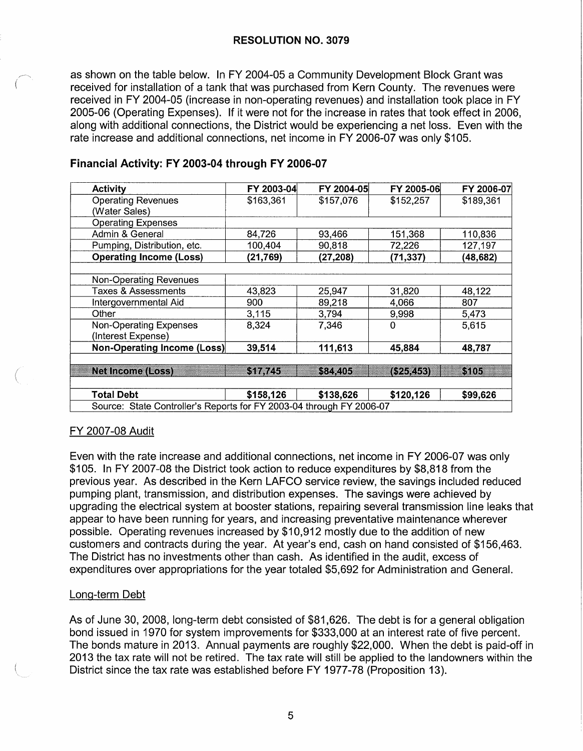## RESOLUTION NO. 3079

as shown on the table below. In FY 2004-05 a Community Development Block Grant was received for installation of a tank that was purchased from Kern County. The revenues were received in FY 2004-05 (increase in non-operating revenues) and installation took place in FY 2005-06 (Operating Expenses). If it were not for the increase in rates that took effect in 2006, along with additional connections, the District would be experiencing a net loss. Even with the rate increase and additional connections, net income in FY 2006-07 was only $105.

### Financial Activity: FY 2003-04 through FY 2006-07

| Activity | FY 2003-04 | FY 2004-05 | FY 2005-06 | FY 2006-07 |
|---|---|---|---|---|
| Operating Revenues (Water Sales) | $163,361 | $157,076 | $152,257 | $189,361 |
| Operating Expenses | | | | |
| Admin & General | 84,726 | 93,466 | 151,368 | 110,836 |
| Pumping, Distribution, etc. | 100,404 | 90,818 | 72,226 | 127,197 |
| **Operating Income (Loss)** | **(21,769)** | **(27,208)** | **(71,337)** | **(48,682)** |
| | | | | |
| Non-Operating Revenues | | | | |
| Taxes & Assessments | 43,823 | 25,947 | 31,820 | 48,122 |
| Intergovernmental Aid | 900 | 89,218 | 4,066 | 807 |
| Other | 3,115 | 3,794 | 9,998 | 5,473 |
| Non-Operating Expenses (Interest Expense) | 8,324 | 7,346 | 0 | 5,615 |
| **Non-Operating Income (Loss)** | **39,514** | **111,613** | **45,884** | **48,787** |
| | | | | |
| **Net Income (Loss)** | **$17,745** | **$84,405** | **($25,453)** | **$105** |
| | | | | |
| **Total Debt** | **$158,126** | **$138,626** | **$120,126** | **$99,626** |
| Source: State Controller's Reports for FY 2003-04 through FY 2006-07 | | | | |

FY 2007-08 Audit

Even with the rate increase and additional connections, net income in FY 2006-07 was only $105. In FY 2007-08 the District took action to reduce expenditures by $8,818 from the previous year. As described in the Kern LAFCO service review, the savings included reduced pumping plant, transmission, and distribution expenses. The savings were achieved by upgrading the electrical system at booster stations, repairing several transmission line leaks that appear to have been running for years, and increasing preventative maintenance wherever possible. Operating revenues increased by $10,912 mostly due to the addition of new customers and contracts during the year. At year's end, cash on hand consisted of $156,463. The District has no investments other than cash. As identified in the audit, excess of expenditures over appropriations for the year totaled $5,692 for Administration and General.

Long-term Debt

As of June 30, 2008, long-term debt consisted of $81,626. The debt is for a general obligation bond issued in 1970 for system improvements for $333,000 at an interest rate of five percent. The bonds mature in 2013. Annual payments are roughly $22,000. When the debt is paid-off in 2013 the tax rate will not be retired. The tax rate will still be applied to the landowners within the District since the tax rate was established before FY 1977-78 (Proposition 13).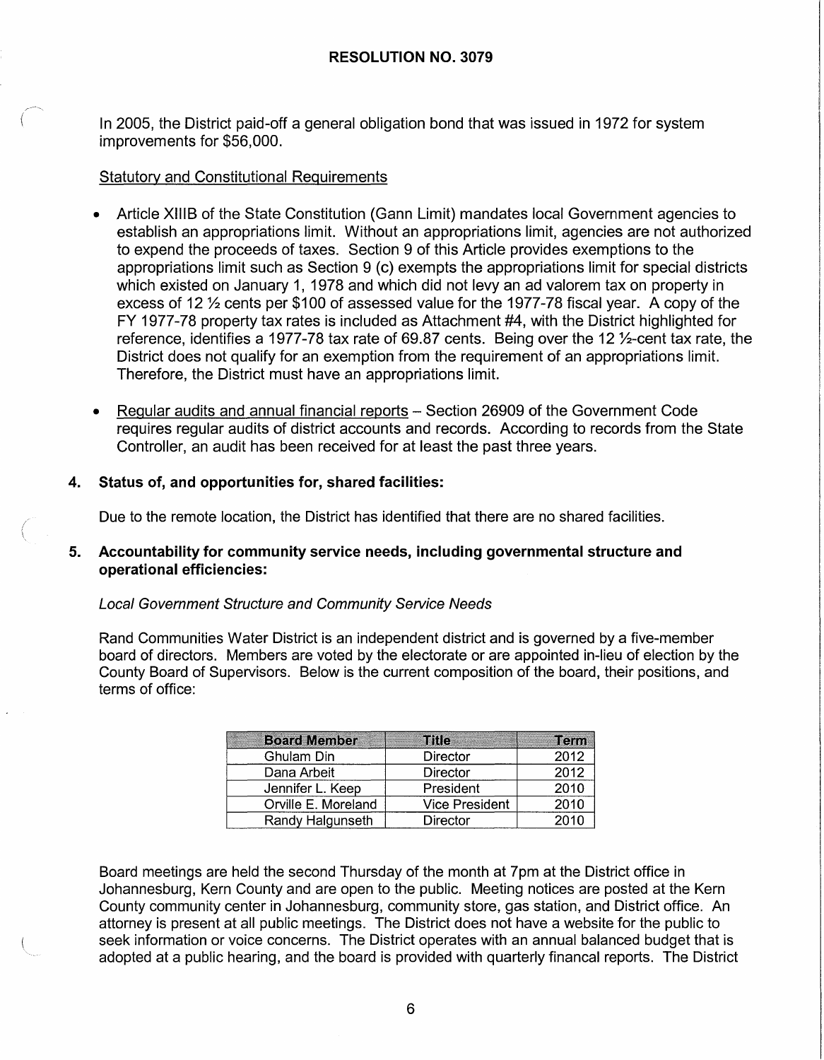## RESOLUTION NO. 3079

In 2005, the District paid-off a general obligation bond that was issued in 1972 for system improvements for $56,000.

<u>Statutory and Constitutional Requirements</u>

- Article XIIIB of the State Constitution (Gann Limit) mandates local Government agencies to establish an appropriations limit. Without an appropriations limit, agencies are not authorized to expend the proceeds of taxes. Section 9 of this Article provides exemptions to the appropriations limit such as Section 9 (c) exempts the appropriations limit for special districts which existed on January 1, 1978 and which did not levy an ad valorem tax on property in excess of 12 ½ cents per $100 of assessed value for the 1977-78 fiscal year. A copy of the FY 1977-78 property tax rates is included as Attachment #4, with the District highlighted for reference, identifies a 1977-78 tax rate of 69.87 cents. Being over the 12 ½-cent tax rate, the District does not qualify for an exemption from the requirement of an appropriations limit. Therefore, the District must have an appropriations limit.

- <u>Regular audits and annual financial reports</u> – Section 26909 of the Government Code requires regular audits of district accounts and records. According to records from the State Controller, an audit has been received for at least the past three years.

**4. Status of, and opportunities for, shared facilities:**

Due to the remote location, the District has identified that there are no shared facilities.

**5. Accountability for community service needs, including governmental structure and operational efficiencies:**

*Local Government Structure and Community Service Needs*

Rand Communities Water District is an independent district and is governed by a five-member board of directors. Members are voted by the electorate or are appointed in-lieu of election by the County Board of Supervisors. Below is the current composition of the board, their positions, and terms of office:

| Board Member | Title | Term |
|---|---|---|
| Ghulam Din | Director | 2012 |
| Dana Arbeit | Director | 2012 |
| Jennifer L. Keep | President | 2010 |
| Orville E. Moreland | Vice President | 2010 |
| Randy Halgunseth | Director | 2010 |

Board meetings are held the second Thursday of the month at 7pm at the District office in Johannesburg, Kern County and are open to the public. Meeting notices are posted at the Kern County community center in Johannesburg, community store, gas station, and District office. An attorney is present at all public meetings. The District does not have a website for the public to seek information or voice concerns. The District operates with an annual balanced budget that is adopted at a public hearing, and the board is provided with quarterly financal reports. The District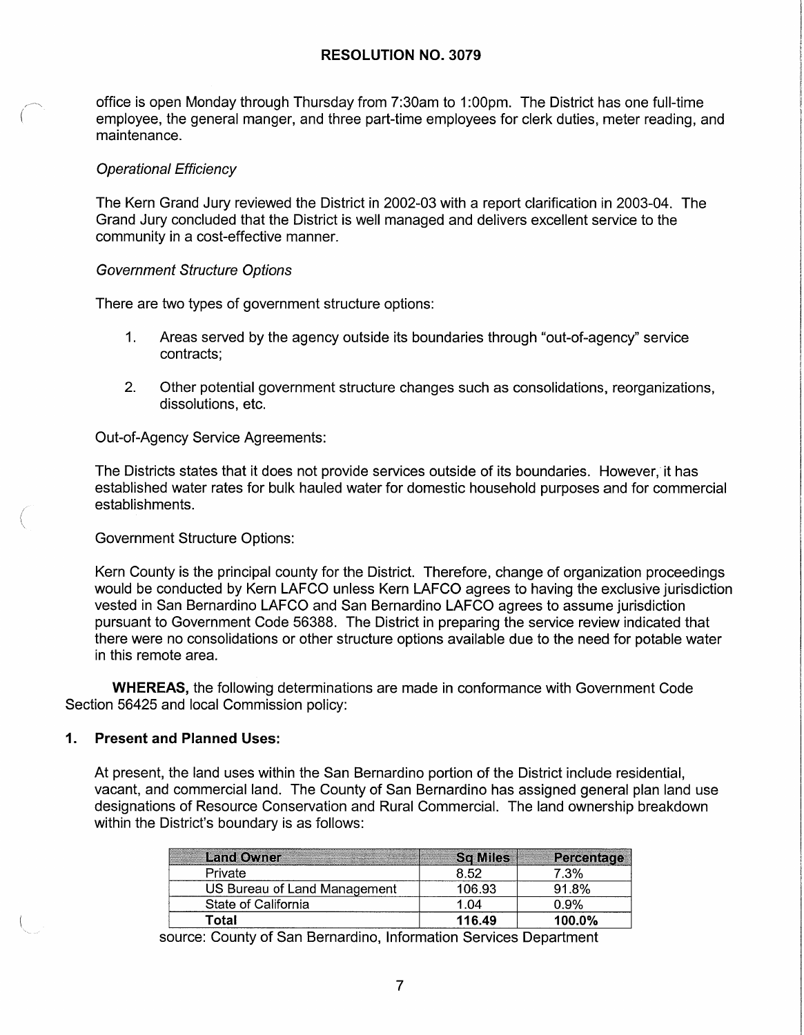office is open Monday through Thursday from 7:30am to 1:00pm. The District has one full-time employee, the general manger, and three part-time employees for clerk duties, meter reading, and maintenance.

*Operational Efficiency*

The Kern Grand Jury reviewed the District in 2002-03 with a report clarification in 2003-04. The Grand Jury concluded that the District is well managed and delivers excellent service to the community in a cost-effective manner.

*Government Structure Options*

There are two types of government structure options:

1. Areas served by the agency outside its boundaries through "out-of-agency" service contracts;

2. Other potential government structure changes such as consolidations, reorganizations, dissolutions, etc.

Out-of-Agency Service Agreements:

The Districts states that it does not provide services outside of its boundaries. However, it has established water rates for bulk hauled water for domestic household purposes and for commercial establishments.

Government Structure Options:

Kern County is the principal county for the District. Therefore, change of organization proceedings would be conducted by Kern LAFCO unless Kern LAFCO agrees to having the exclusive jurisdiction vested in San Bernardino LAFCO and San Bernardino LAFCO agrees to assume jurisdiction pursuant to Government Code 56388. The District in preparing the service review indicated that there were no consolidations or other structure options available due to the need for potable water in this remote area.

**WHEREAS,** the following determinations are made in conformance with Government Code Section 56425 and local Commission policy:

## 1. Present and Planned Uses:

At present, the land uses within the San Bernardino portion of the District include residential, vacant, and commercial land. The County of San Bernardino has assigned general plan land use designations of Resource Conservation and Rural Commercial. The land ownership breakdown within the District's boundary is as follows:

| Land Owner | Sq Miles | Percentage |
|---|---|---|
| Private | 8.52 | 7.3% |
| US Bureau of Land Management | 106.93 | 91.8% |
| State of California | 1.04 | 0.9% |
| **Total** | **116.49** | **100.0%** |

source: County of San Bernardino, Information Services Department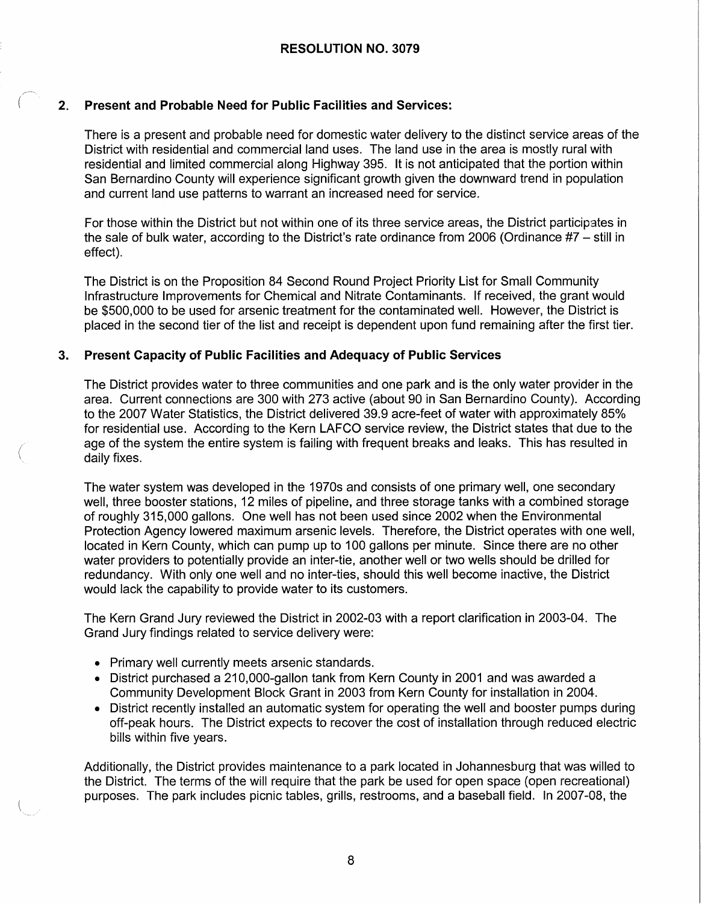**RESOLUTION NO. 3079**

2. **Present and Probable Need for Public Facilities and Services:**

   There is a present and probable need for domestic water delivery to the distinct service areas of the District with residential and commercial land uses. The land use in the area is mostly rural with residential and limited commercial along Highway 395. It is not anticipated that the portion within San Bernardino County will experience significant growth given the downward trend in population and current land use patterns to warrant an increased need for service.

   For those within the District but not within one of its three service areas, the District participates in the sale of bulk water, according to the District's rate ordinance from 2006 (Ordinance #7 – still in effect).

   The District is on the Proposition 84 Second Round Project Priority List for Small Community Infrastructure Improvements for Chemical and Nitrate Contaminants. If received, the grant would be $500,000 to be used for arsenic treatment for the contaminated well. However, the District is placed in the second tier of the list and receipt is dependent upon fund remaining after the first tier.

3. **Present Capacity of Public Facilities and Adequacy of Public Services**

   The District provides water to three communities and one park and is the only water provider in the area. Current connections are 300 with 273 active (about 90 in San Bernardino County). According to the 2007 Water Statistics, the District delivered 39.9 acre-feet of water with approximately 85% for residential use. According to the Kern LAFCO service review, the District states that due to the age of the system the entire system is failing with frequent breaks and leaks. This has resulted in daily fixes.

   The water system was developed in the 1970s and consists of one primary well, one secondary well, three booster stations, 12 miles of pipeline, and three storage tanks with a combined storage of roughly 315,000 gallons. One well has not been used since 2002 when the Environmental Protection Agency lowered maximum arsenic levels. Therefore, the District operates with one well, located in Kern County, which can pump up to 100 gallons per minute. Since there are no other water providers to potentially provide an inter-tie, another well or two wells should be drilled for redundancy. With only one well and no inter-ties, should this well become inactive, the District would lack the capability to provide water to its customers.

   The Kern Grand Jury reviewed the District in 2002-03 with a report clarification in 2003-04. The Grand Jury findings related to service delivery were:

   - Primary well currently meets arsenic standards.
   - District purchased a 210,000-gallon tank from Kern County in 2001 and was awarded a Community Development Block Grant in 2003 from Kern County for installation in 2004.
   - District recently installed an automatic system for operating the well and booster pumps during off-peak hours. The District expects to recover the cost of installation through reduced electric bills within five years.

   Additionally, the District provides maintenance to a park located in Johannesburg that was willed to the District. The terms of the will require that the park be used for open space (open recreational) purposes. The park includes picnic tables, grills, restrooms, and a baseball field. In 2007-08, the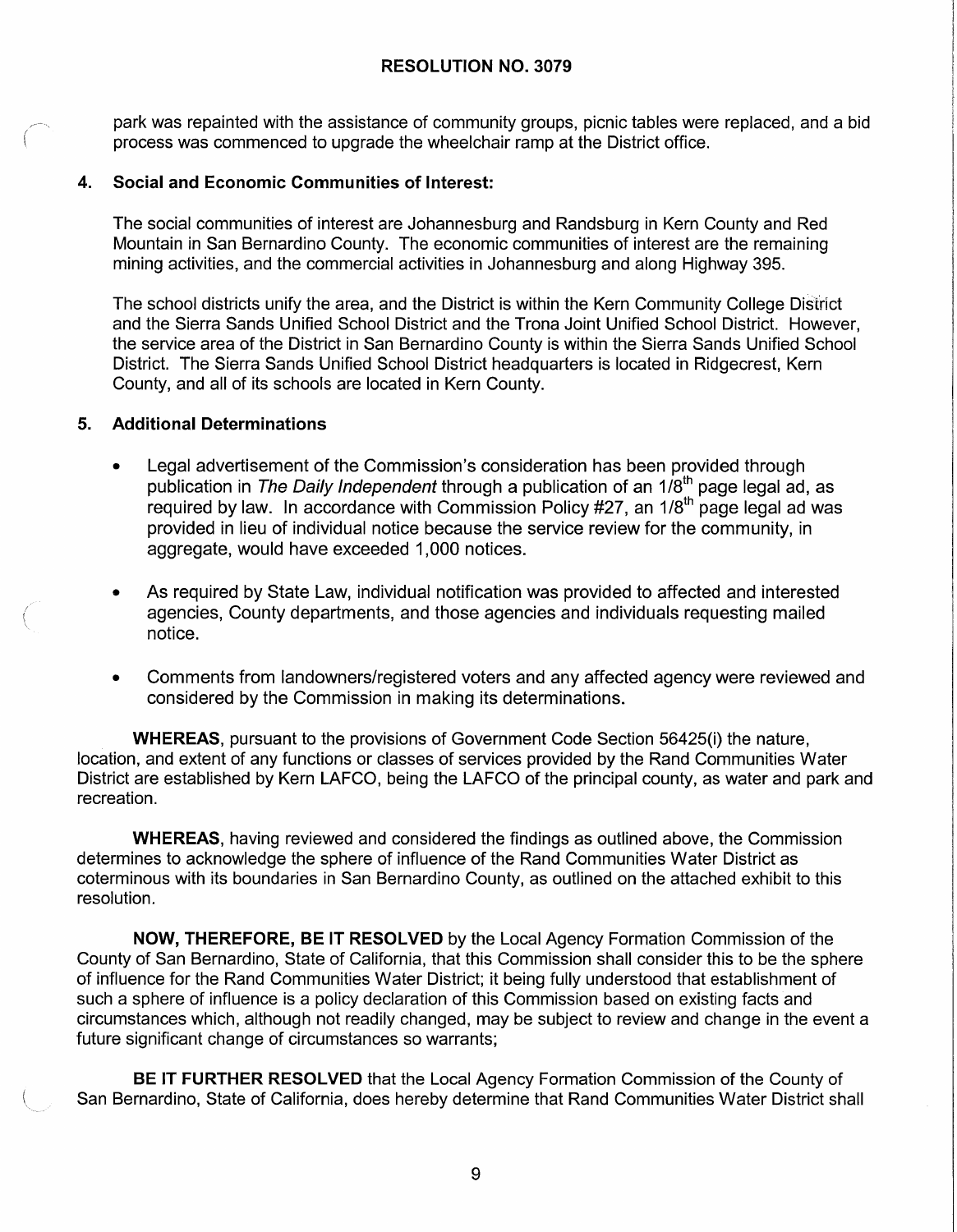park was repainted with the assistance of community groups, picnic tables were replaced, and a bid process was commenced to upgrade the wheelchair ramp at the District office.

**4. Social and Economic Communities of Interest:**

The social communities of interest are Johannesburg and Randsburg in Kern County and Red Mountain in San Bernardino County. The economic communities of interest are the remaining mining activities, and the commercial activities in Johannesburg and along Highway 395.

The school districts unify the area, and the District is within the Kern Community College District and the Sierra Sands Unified School District and the Trona Joint Unified School District. However, the service area of the District in San Bernardino County is within the Sierra Sands Unified School District. The Sierra Sands Unified School District headquarters is located in Ridgecrest, Kern County, and all of its schools are located in Kern County.

**5. Additional Determinations**

- Legal advertisement of the Commission's consideration has been provided through publication in *The Daily Independent* through a publication of an 1/8th page legal ad, as required by law. In accordance with Commission Policy #27, an 1/8th page legal ad was provided in lieu of individual notice because the service review for the community, in aggregate, would have exceeded 1,000 notices.

- As required by State Law, individual notification was provided to affected and interested agencies, County departments, and those agencies and individuals requesting mailed notice.

- Comments from landowners/registered voters and any affected agency were reviewed and considered by the Commission in making its determinations.

**WHEREAS**, pursuant to the provisions of Government Code Section 56425(i) the nature, location, and extent of any functions or classes of services provided by the Rand Communities Water District are established by Kern LAFCO, being the LAFCO of the principal county, as water and park and recreation.

**WHEREAS**, having reviewed and considered the findings as outlined above, the Commission determines to acknowledge the sphere of influence of the Rand Communities Water District as coterminous with its boundaries in San Bernardino County, as outlined on the attached exhibit to this resolution.

**NOW, THEREFORE, BE IT RESOLVED** by the Local Agency Formation Commission of the County of San Bernardino, State of California, that this Commission shall consider this to be the sphere of influence for the Rand Communities Water District; it being fully understood that establishment of such a sphere of influence is a policy declaration of this Commission based on existing facts and circumstances which, although not readily changed, may be subject to review and change in the event a future significant change of circumstances so warrants;

**BE IT FURTHER RESOLVED** that the Local Agency Formation Commission of the County of San Bernardino, State of California, does hereby determine that Rand Communities Water District shall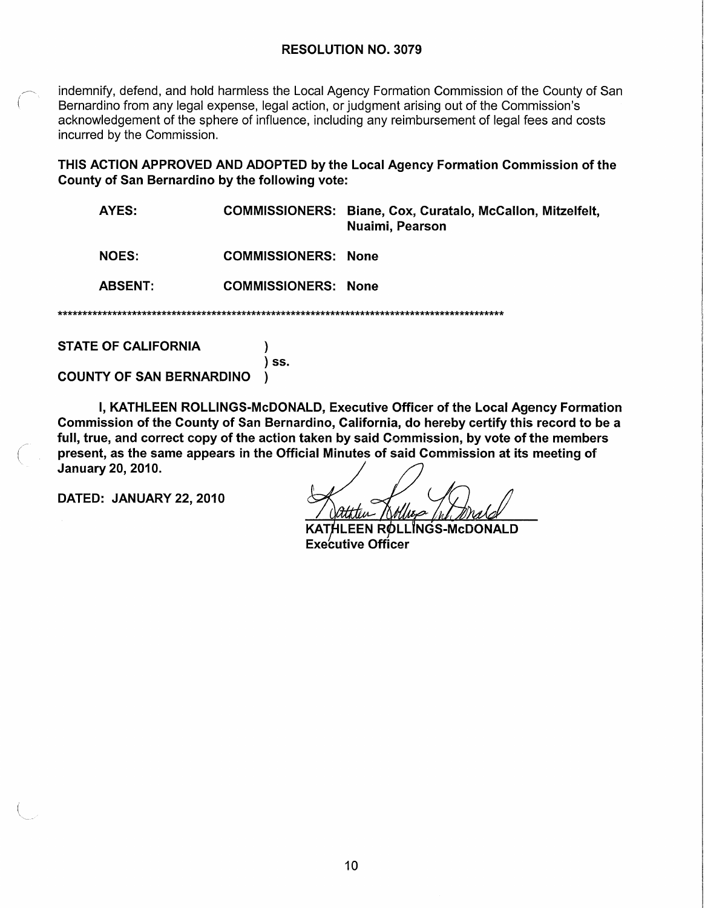**RESOLUTION NO. 3079**

indemnify, defend, and hold harmless the Local Agency Formation Commission of the County of San Bernardino from any legal expense, legal action, or judgment arising out of the Commission's acknowledgement of the sphere of influence, including any reimbursement of legal fees and costs incurred by the Commission.

**THIS ACTION APPROVED AND ADOPTED by the Local Agency Formation Commission of the County of San Bernardino by the following vote:**

| | | |
|---|---|---|
| **AYES:** | **COMMISSIONERS:** | **Biane, Cox, Curatalo, McCallon, Mitzelfelt, Nuaimi, Pearson** |
| **NOES:** | **COMMISSIONERS:** | **None** |
| **ABSENT:** | **COMMISSIONERS:** | **None** |

*******************************************************************************************

**STATE OF CALIFORNIA )**
**) ss.**
**COUNTY OF SAN BERNARDINO )**

**I, KATHLEEN ROLLINGS-McDONALD, Executive Officer of the Local Agency Formation Commission of the County of San Bernardino, California, do hereby certify this record to be a full, true, and correct copy of the action taken by said Commission, by vote of the members present, as the same appears in the Official Minutes of said Commission at its meeting of January 20, 2010.**

**DATED: JANUARY 22, 2010**

**KATHLEEN ROLLINGS-McDONALD**
**Executive Officer**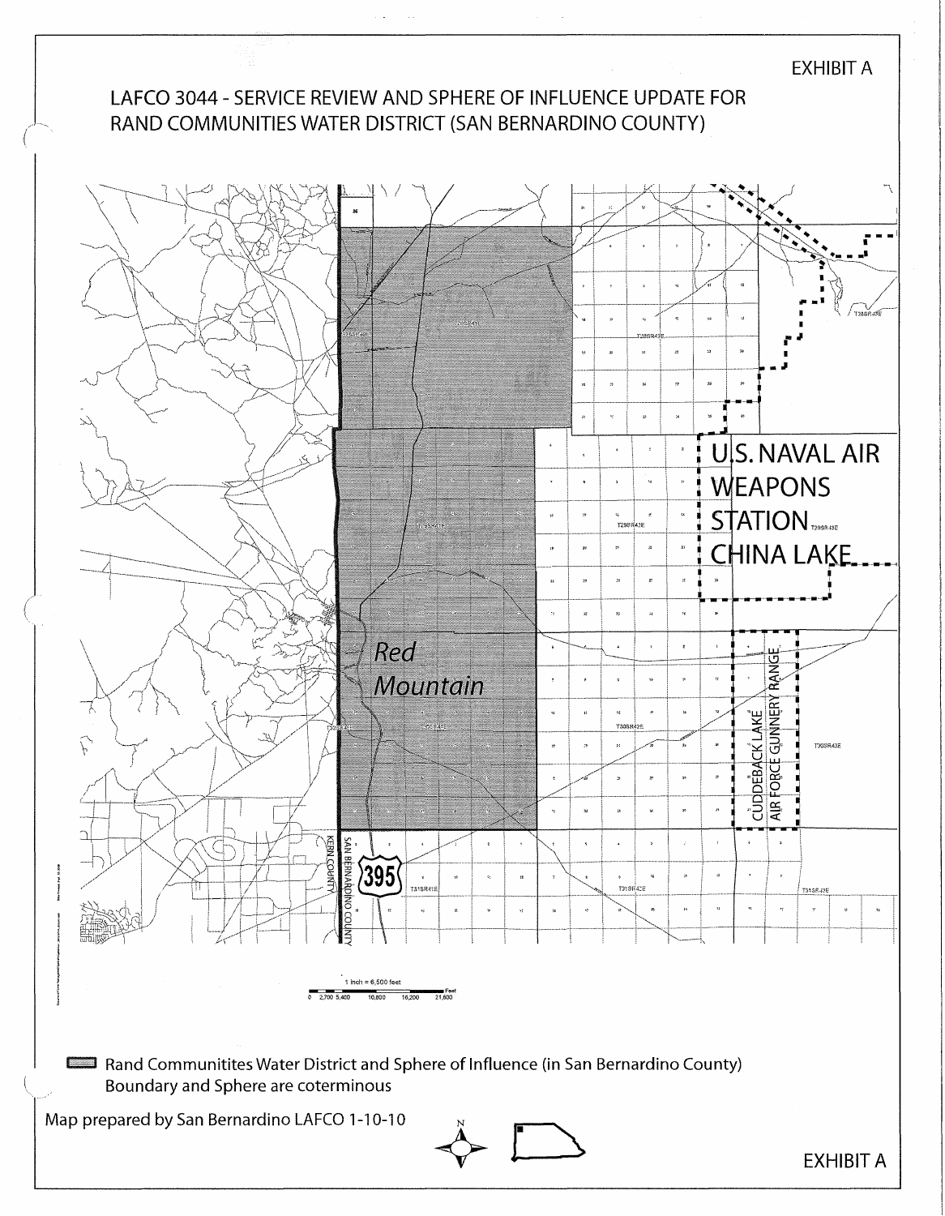EXHIBIT A

# LAFCO 3044 - SERVICE REVIEW AND SPHERE OF INFLUENCE UPDATE FOR RAND COMMUNITIES WATER DISTRICT (SAN BERNARDINO COUNTY)

U.S. NAVAL AIR WEAPONS STATION CHINA LAKE

Red Mountain

CUDDEBACK LAKE AIR FORCE GUNNERY RANGE

KERN COUNTY

SAN BERNARDINO COUNTY

395

1 inch = 6,500 feet

0 2,700 5,400 10,800 16,200 21,600 Feet

Rand Communitites Water District and Sphere of Influence (in San Bernardino County) Boundary and Sphere are coterminous

Map prepared by San Bernardino LAFCO 1-10-10

N

EXHIBIT A